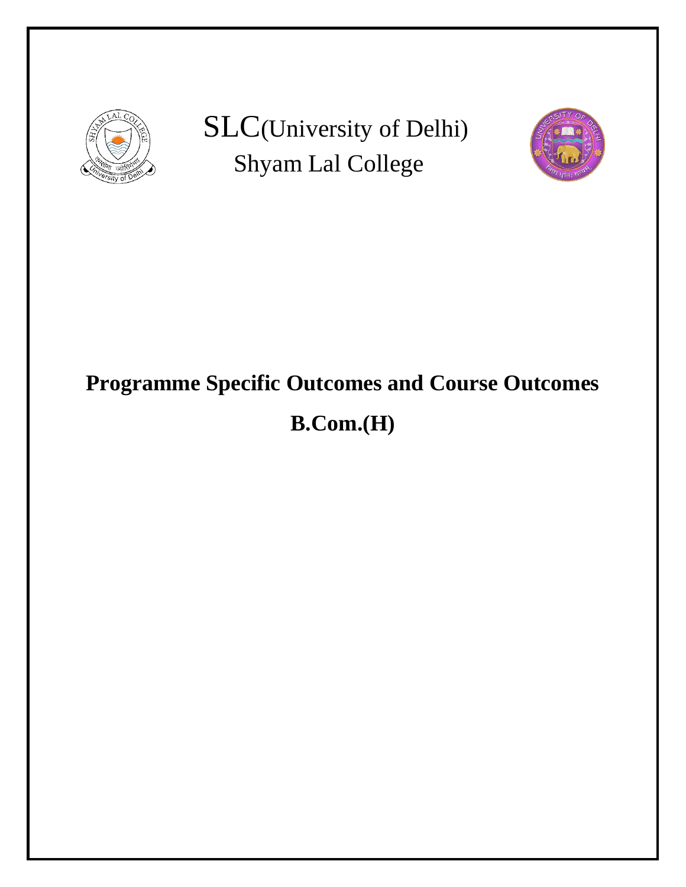SLC(University of Delhi)

Shyam Lal College

# Programme Specific Outcomes and Course Outcomes

# B.Com.(H)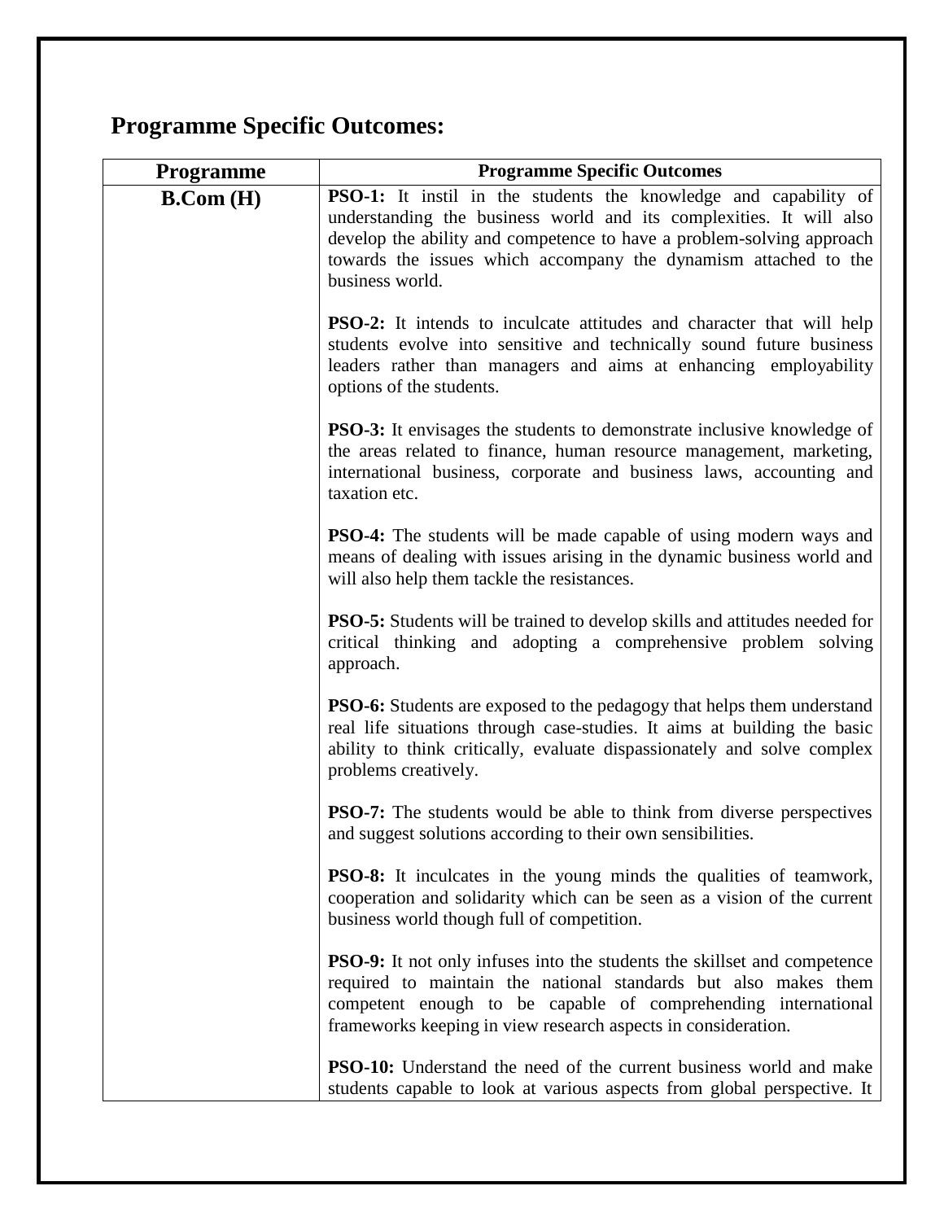## Programme Specific Outcomes:

| Programme | Programme Specific Outcomes |
| --- | --- |
| **B.Com (H)** | **PSO-1:** It instil in the students the knowledge and capability of understanding the business world and its complexities. It will also develop the ability and competence to have a problem-solving approach towards the issues which accompany the dynamism attached to the business world.<br><br>**PSO-2:** It intends to inculcate attitudes and character that will help students evolve into sensitive and technically sound future business leaders rather than managers and aims at enhancing employability options of the students.<br><br>**PSO-3:** It envisages the students to demonstrate inclusive knowledge of the areas related to finance, human resource management, marketing, international business, corporate and business laws, accounting and taxation etc.<br><br>**PSO-4:** The students will be made capable of using modern ways and means of dealing with issues arising in the dynamic business world and will also help them tackle the resistances.<br><br>**PSO-5:** Students will be trained to develop skills and attitudes needed for critical thinking and adopting a comprehensive problem solving approach.<br><br>**PSO-6:** Students are exposed to the pedagogy that helps them understand real life situations through case-studies. It aims at building the basic ability to think critically, evaluate dispassionately and solve complex problems creatively.<br><br>**PSO-7:** The students would be able to think from diverse perspectives and suggest solutions according to their own sensibilities.<br><br>**PSO-8:** It inculcates in the young minds the qualities of teamwork, cooperation and solidarity which can be seen as a vision of the current business world though full of competition.<br><br>**PSO-9:** It not only infuses into the students the skillset and competence required to maintain the national standards but also makes them competent enough to be capable of comprehending international frameworks keeping in view research aspects in consideration.<br><br>**PSO-10:** Understand the need of the current business world and make students capable to look at various aspects from global perspective. It |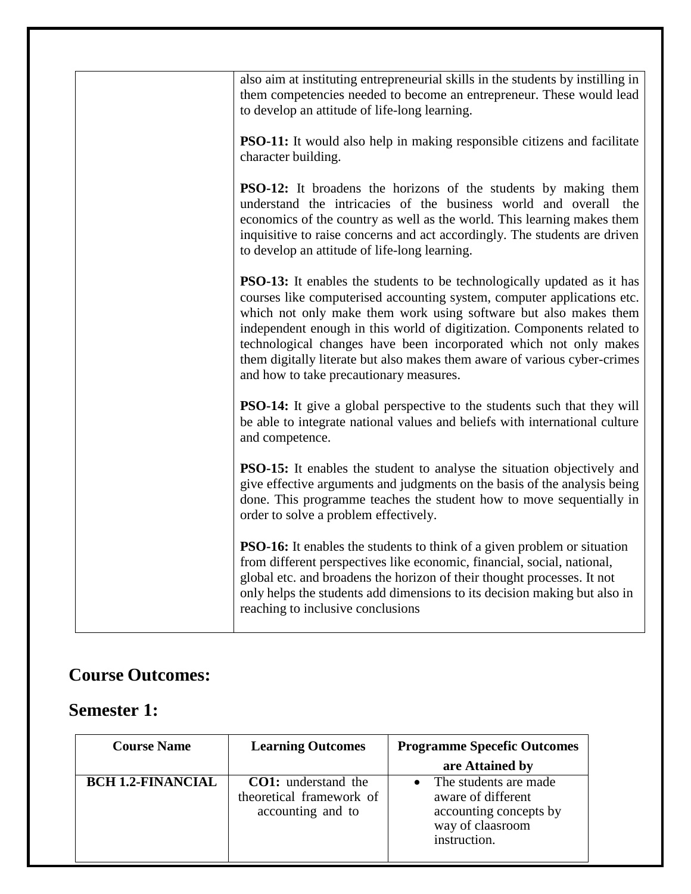| | also aim at instituting entrepreneurial skills in the students by instilling in them competencies needed to become an entrepreneur. These would lead to develop an attitude of life-long learning.<br><br>**PSO-11:** It would also help in making responsible citizens and facilitate character building.<br><br>**PSO-12:** It broadens the horizons of the students by making them understand the intricacies of the business world and overall the economics of the country as well as the world. This learning makes them inquisitive to raise concerns and act accordingly. The students are driven to develop an attitude of life-long learning.<br><br>**PSO-13:** It enables the students to be technologically updated as it has courses like computerised accounting system, computer applications etc. which not only make them work using software but also makes them independent enough in this world of digitization. Components related to technological changes have been incorporated which not only makes them digitally literate but also makes them aware of various cyber-crimes and how to take precautionary measures.<br><br>**PSO-14:** It give a global perspective to the students such that they will be able to integrate national values and beliefs with international culture and competence.<br><br>**PSO-15:** It enables the student to analyse the situation objectively and give effective arguments and judgments on the basis of the analysis being done. This programme teaches the student how to move sequentially in order to solve a problem effectively.<br><br>**PSO-16:** It enables the students to think of a given problem or situation from different perspectives like economic, financial, social, national, global etc. and broadens the horizon of their thought processes. It not only helps the students add dimensions to its decision making but also in reaching to inclusive conclusions |
|---|---|

## Course Outcomes:

## Semester 1:

| Course Name | Learning Outcomes | Programme Specefic Outcomes are Attained by |
|---|---|---|
| **BCH 1.2-FINANCIAL** | **CO1:** understand the theoretical framework of accounting and to | • The students are made aware of different accounting concepts by way of claasroom instruction. |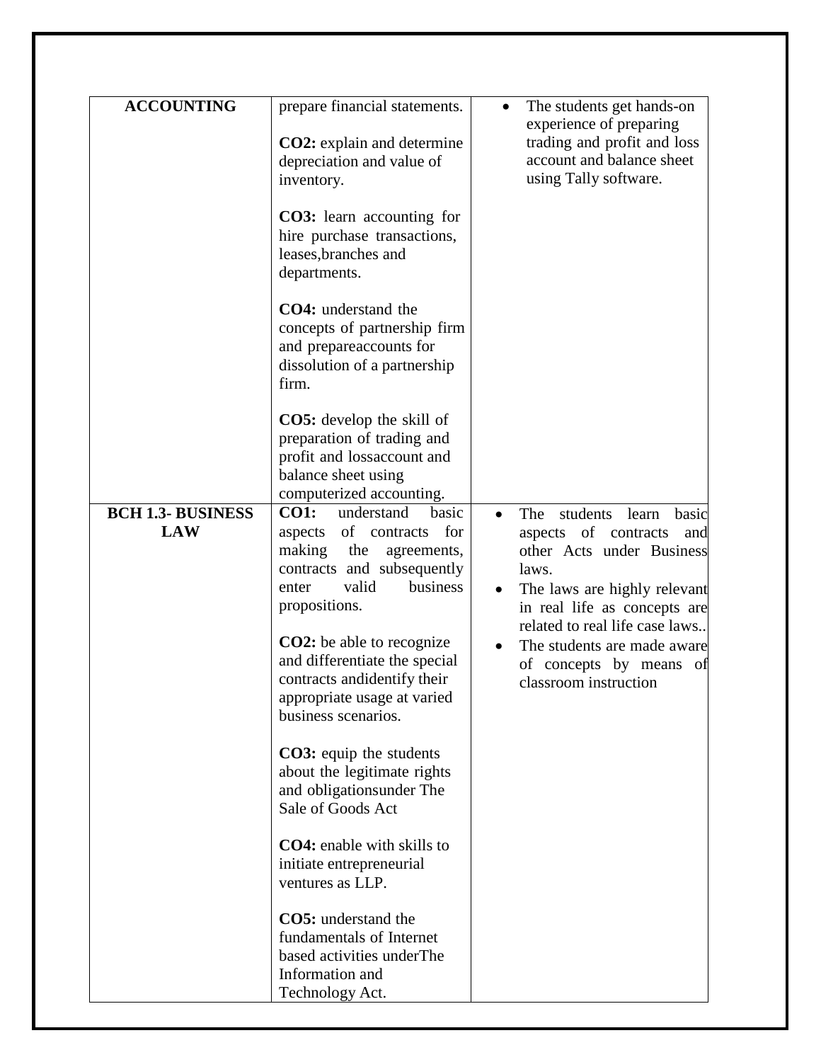| ACCOUNTING | prepare financial statements.<br><br>**CO2:** explain and determine depreciation and value of inventory.<br><br>**CO3:** learn accounting for hire purchase transactions, leases,branches and departments.<br><br>**CO4:** understand the concepts of partnership firm and prepareaccounts for dissolution of a partnership firm.<br><br>**CO5:** develop the skill of preparation of trading and profit and lossaccount and balance sheet using computerized accounting. | • The students get hands-on experience of preparing trading and profit and loss account and balance sheet using Tally software. |
|---|---|---|
| **BCH 1.3- BUSINESS LAW** | **CO1:** understand basic aspects of contracts for making the agreements, contracts and subsequently enter valid business propositions.<br><br>**CO2:** be able to recognize and differentiate the special contracts andidentify their appropriate usage at varied business scenarios.<br><br>**CO3:** equip the students about the legitimate rights and obligationsunder The Sale of Goods Act<br><br>**CO4:** enable with skills to initiate entrepreneurial ventures as LLP.<br><br>**CO5:** understand the fundamentals of Internet based activities underThe Information and Technology Act. | • The students learn basic aspects of contracts and other Acts under Business laws.<br>• The laws are highly relevant in real life as concepts are related to real life case laws..<br>• The students are made aware of concepts by means of classroom instruction |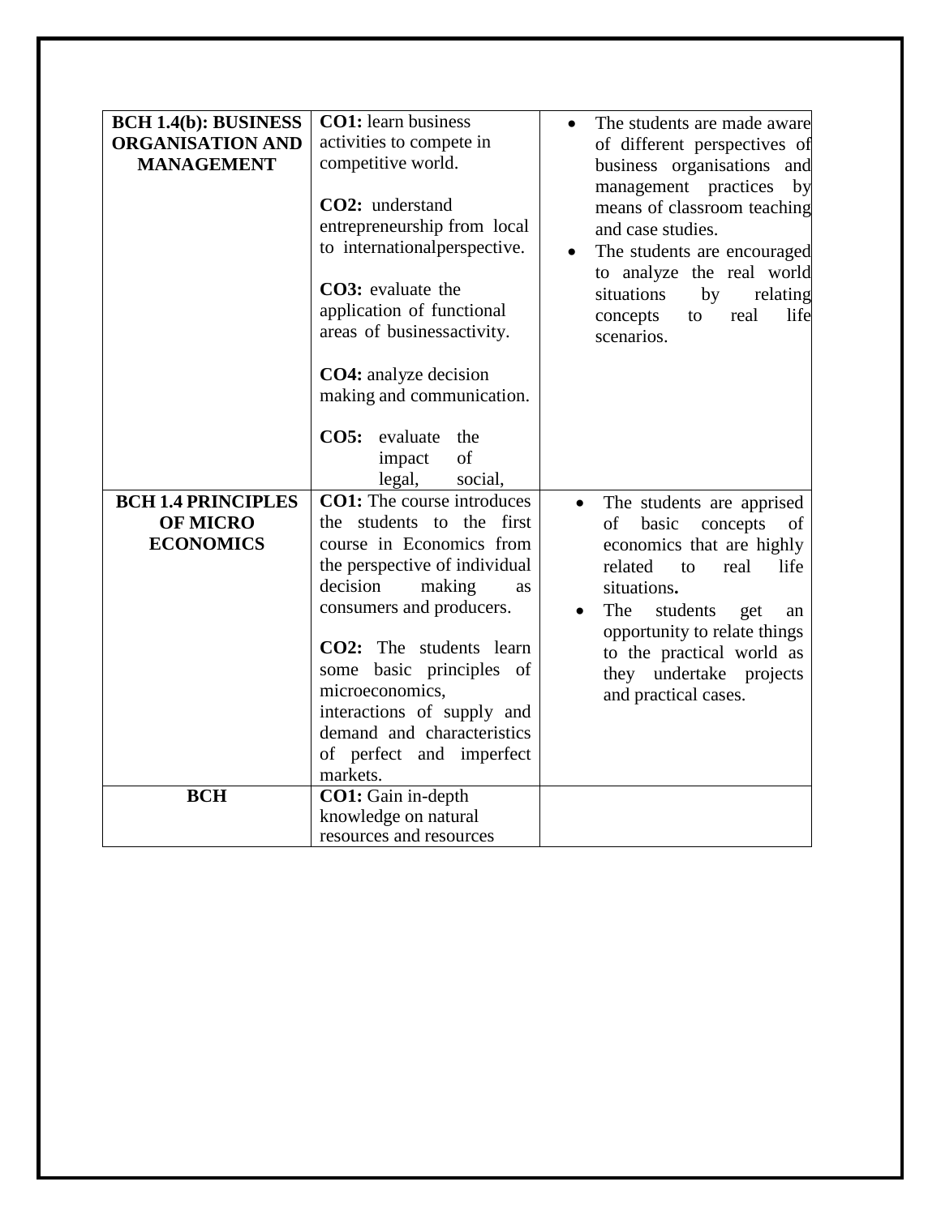| | | |
|---|---|---|
| **BCH 1.4(b): BUSINESS ORGANISATION AND MANAGEMENT** | **CO1:** learn business activities to compete in competitive world.<br><br>**CO2:** understand entrepreneurship from local to internationalperspective.<br><br>**CO3:** evaluate the application of functional areas of businessactivity.<br><br>**CO4:** analyze decision making and communication.<br><br>**CO5:** evaluate the impact of legal, social, | • The students are made aware of different perspectives of business organisations and management practices by means of classroom teaching and case studies.<br>• The students are encouraged to analyze the real world situations by relating concepts to real life scenarios. |
| **BCH 1.4 PRINCIPLES OF MICRO ECONOMICS** | **CO1:** The course introduces the students to the first course in Economics from the perspective of individual decision making as consumers and producers.<br><br>**CO2:** The students learn some basic principles of microeconomics, interactions of supply and demand and characteristics of perfect and imperfect markets. | • The students are apprised of basic concepts of economics that are highly related to real life situations**.**<br>• The students get an opportunity to relate things to the practical world as they undertake projects and practical cases. |
| **BCH** | **CO1:** Gain in-depth knowledge on natural resources and resources | |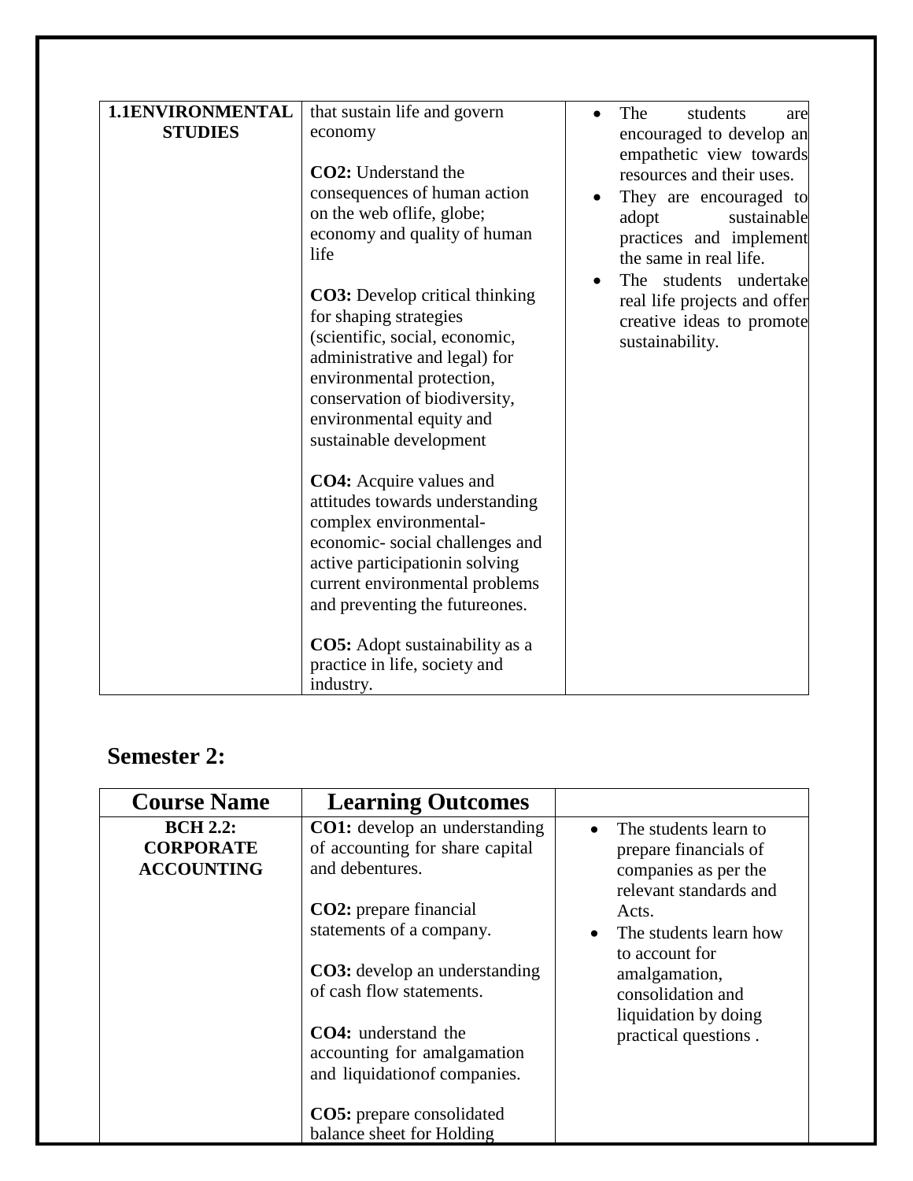| 1.1ENVIRONMENTAL STUDIES | that sustain life and govern economy<br><br>**CO2:** Understand the consequences of human action on the web oflife, globe; economy and quality of human life<br><br>**CO3:** Develop critical thinking for shaping strategies (scientific, social, economic, administrative and legal) for environmental protection, conservation of biodiversity, environmental equity and sustainable development<br><br>**CO4:** Acquire values and attitudes towards understanding complex environmental-economic- social challenges and active participationin solving current environmental problems and preventing the futureones.<br><br>**CO5:** Adopt sustainability as a practice in life, society and industry. | • The students are encouraged to develop an empathetic view towards resources and their uses.<br>• They are encouraged to adopt sustainable practices and implement the same in real life.<br>• The students undertake real life projects and offer creative ideas to promote sustainability. |
|---|---|---|

## Semester 2:

| Course Name | Learning Outcomes | |
|---|---|---|
| **BCH 2.2: CORPORATE ACCOUNTING** | **CO1:** develop an understanding of accounting for share capital and debentures.<br><br>**CO2:** prepare financial statements of a company.<br><br>**CO3:** develop an understanding of cash flow statements.<br><br>**CO4:** understand the accounting for amalgamation and liquidationof companies.<br><br>**CO5:** prepare consolidated balance sheet for Holding | • The students learn to prepare financials of companies as per the relevant standards and Acts.<br>• The students learn how to account for amalgamation, consolidation and liquidation by doing practical questions . |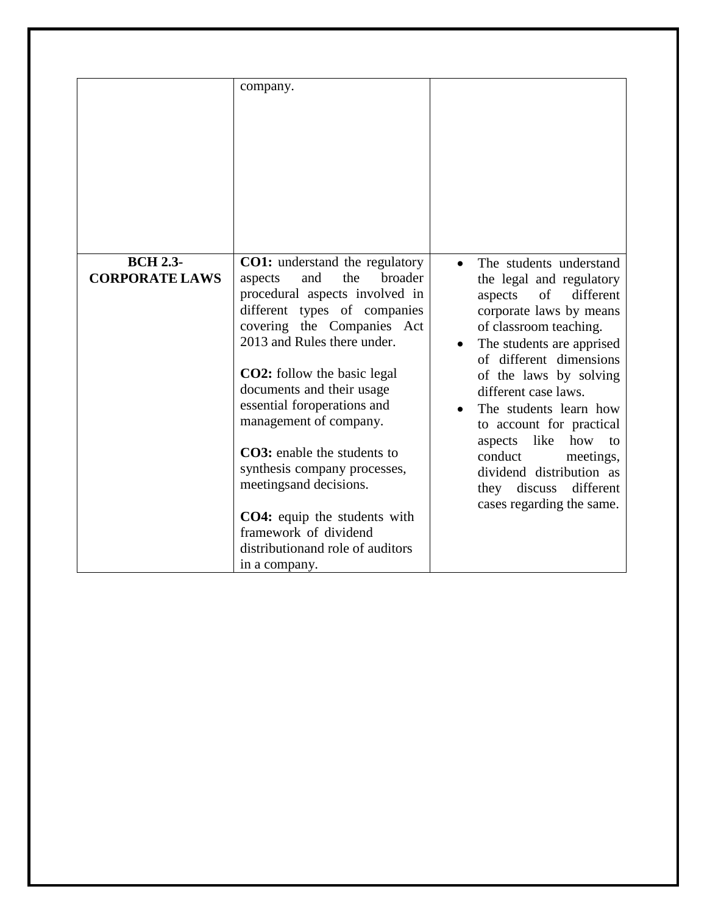| | | |
|---|---|---|
| | company. | |
| **BCH 2.3- CORPORATE LAWS** | **CO1:** understand the regulatory aspects and the broader procedural aspects involved in different types of companies covering the Companies Act 2013 and Rules there under.<br><br>**CO2:** follow the basic legal documents and their usage essential foroperations and management of company.<br><br>**CO3:** enable the students to synthesis company processes, meetingsand decisions.<br><br>**CO4:** equip the students with framework of dividend distributionand role of auditors in a company. | • The students understand the legal and regulatory aspects of different corporate laws by means of classroom teaching.<br>• The students are apprised of different dimensions of the laws by solving different case laws.<br>• The students learn how to account for practical aspects like how to conduct meetings, dividend distribution as they discuss different cases regarding the same. |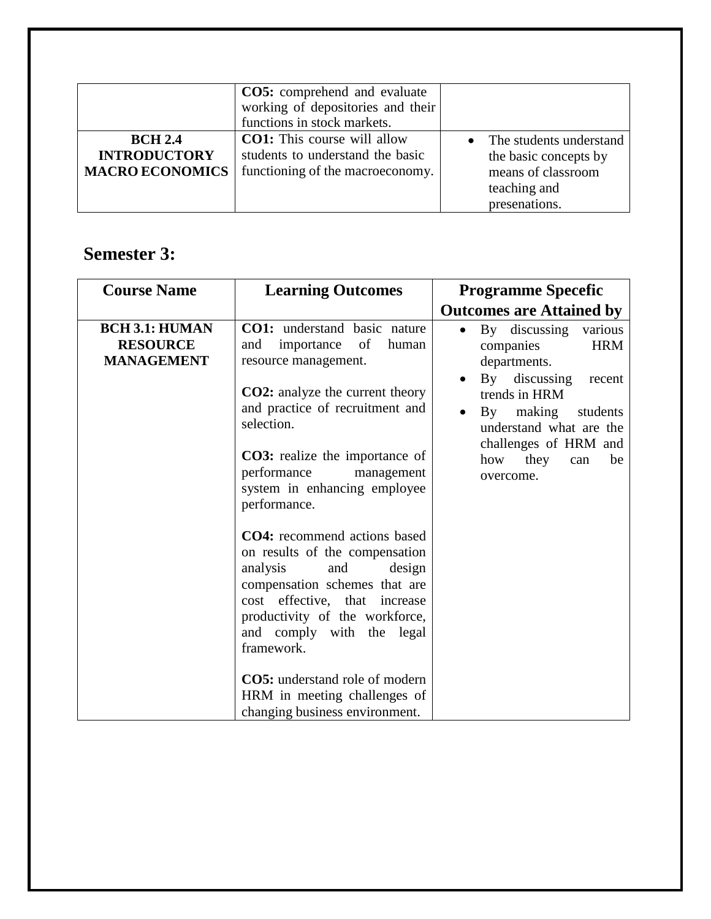| | | |
|---|---|---|
| | **CO5:** comprehend and evaluate working of depositories and their functions in stock markets. | |
| **BCH 2.4 INTRODUCTORY MACRO ECONOMICS** | **CO1:** This course will allow students to understand the basic functioning of the macroeconomy. | • The students understand the basic concepts by means of classroom teaching and presenations. |

## Semester 3:

| Course Name | Learning Outcomes | Programme Specefic Outcomes are Attained by |
|---|---|---|
| **BCH 3.1: HUMAN RESOURCE MANAGEMENT** | **CO1:** understand basic nature and importance of human resource management.<br><br>**CO2:** analyze the current theory and practice of recruitment and selection.<br><br>**CO3:** realize the importance of performance management system in enhancing employee performance.<br><br>**CO4:** recommend actions based on results of the compensation analysis and design compensation schemes that are cost effective, that increase productivity of the workforce, and comply with the legal framework.<br><br>**CO5:** understand role of modern HRM in meeting challenges of changing business environment. | • By discussing various companies HRM departments.<br>• By discussing recent trends in HRM<br>• By making students understand what are the challenges of HRM and how they can be overcome. |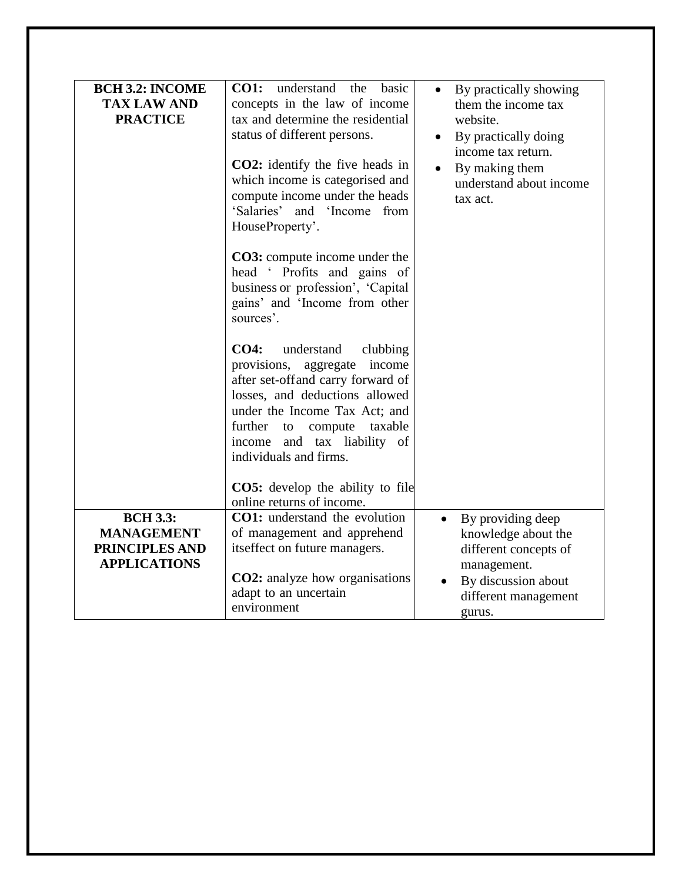| | | |
|---|---|---|
| **BCH 3.2: INCOME TAX LAW AND PRACTICE** | **CO1:** understand the basic concepts in the law of income tax and determine the residential status of different persons.<br><br>**CO2:** identify the five heads in which income is categorised and compute income under the heads 'Salaries' and 'Income from HouseProperty'.<br><br>**CO3:** compute income under the head ' Profits and gains of business or profession', 'Capital gains' and 'Income from other sources'.<br><br>**CO4:** understand clubbing provisions, aggregate income after set-offand carry forward of losses, and deductions allowed under the Income Tax Act; and further to compute taxable income and tax liability of individuals and firms.<br><br>**CO5:** develop the ability to file online returns of income. | • By practically showing them the income tax website.<br>• By practically doing income tax return.<br>• By making them understand about income tax act. |
| **BCH 3.3: MANAGEMENT PRINCIPLES AND APPLICATIONS** | **CO1:** understand the evolution of management and apprehend itseffect on future managers.<br><br>**CO2:** analyze how organisations adapt to an uncertain environment | • By providing deep knowledge about the different concepts of management.<br>• By discussion about different management gurus. |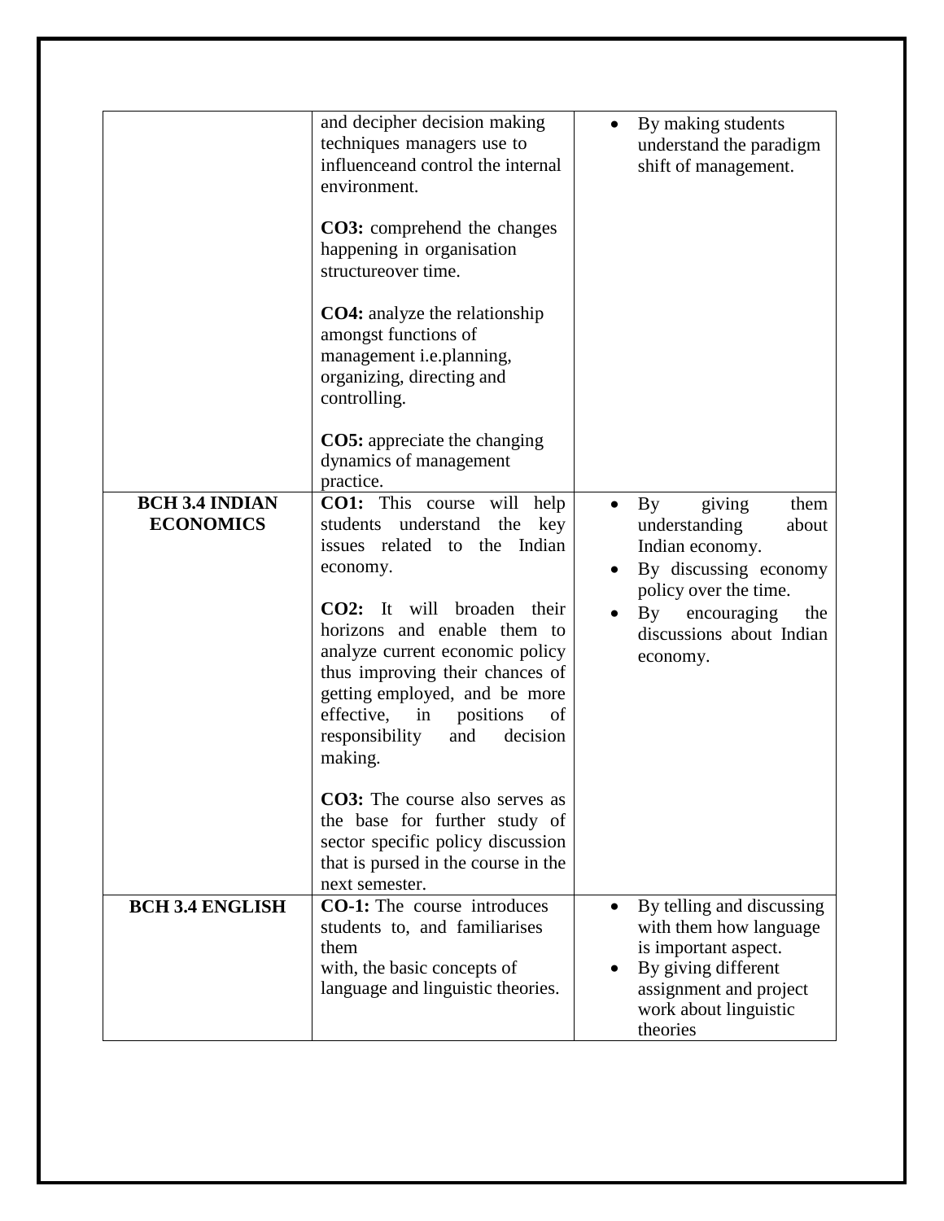| | | |
|---|---|---|
| | and decipher decision making techniques managers use to influenceand control the internal environment.<br><br>**CO3:** comprehend the changes happening in organisation structureover time.<br><br>**CO4:** analyze the relationship amongst functions of management i.e.planning, organizing, directing and controlling.<br><br>**CO5:** appreciate the changing dynamics of management practice. | • By making students understand the paradigm shift of management. |
| **BCH 3.4 INDIAN ECONOMICS** | **CO1:** This course will help students understand the key issues related to the Indian economy.<br><br>**CO2:** It will broaden their horizons and enable them to analyze current economic policy thus improving their chances of getting employed, and be more effective, in positions of responsibility and decision making.<br><br>**CO3:** The course also serves as the base for further study of sector specific policy discussion that is pursed in the course in the next semester. | • By giving them understanding about Indian economy.<br>• By discussing economy policy over the time.<br>• By encouraging the discussions about Indian economy. |
| **BCH 3.4 ENGLISH** | **CO-1:** The course introduces students to, and familiarises them with, the basic concepts of language and linguistic theories. | • By telling and discussing with them how language is important aspect.<br>• By giving different assignment and project work about linguistic theories |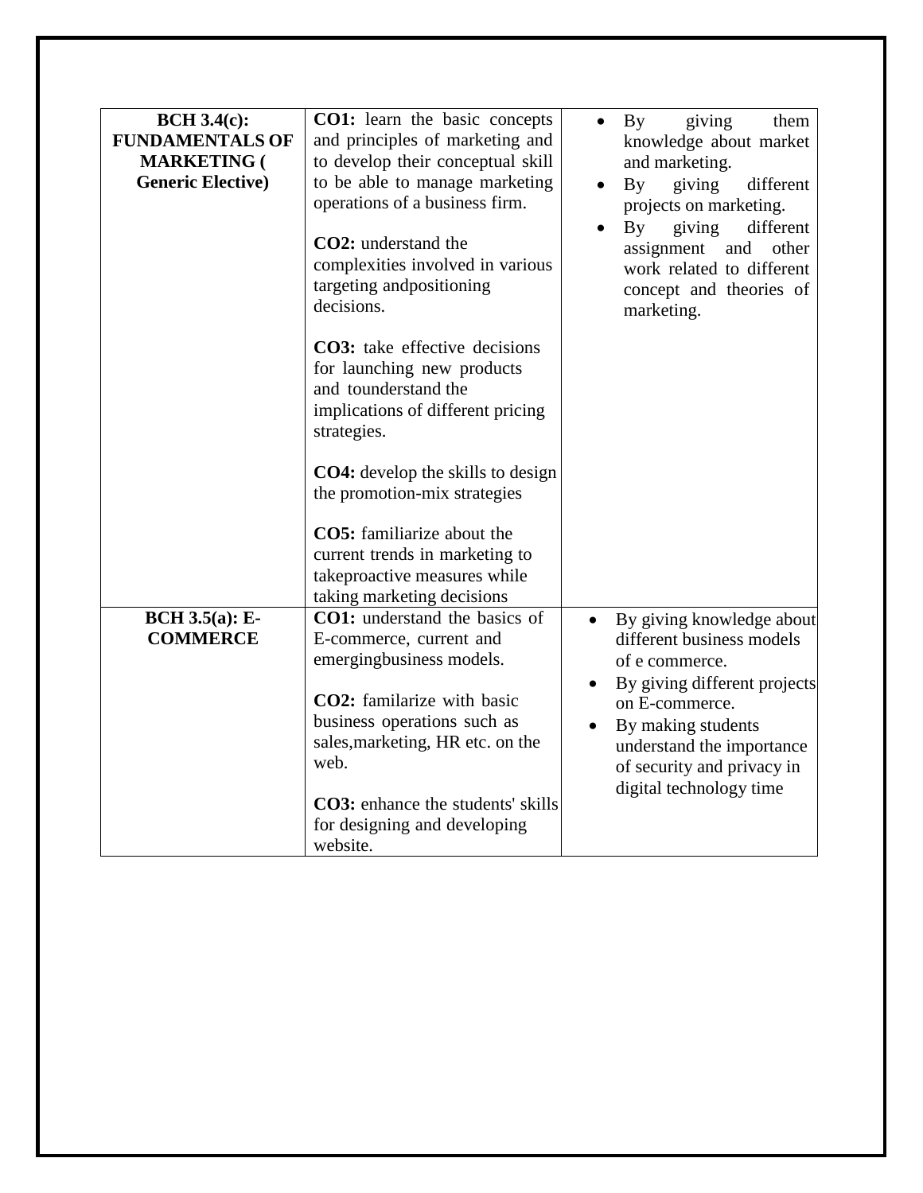| | | |
|---|---|---|
| **BCH 3.4(c): FUNDAMENTALS OF MARKETING ( Generic Elective)** | **CO1:** learn the basic concepts and principles of marketing and to develop their conceptual skill to be able to manage marketing operations of a business firm.<br><br>**CO2:** understand the complexities involved in various targeting andpositioning decisions.<br><br>**CO3:** take effective decisions for launching new products and tounderstand the implications of different pricing strategies.<br><br>**CO4:** develop the skills to design the promotion-mix strategies<br><br>**CO5:** familiarize about the current trends in marketing to takeproactive measures while taking marketing decisions | • By giving them knowledge about market and marketing.<br>• By giving different projects on marketing.<br>• By giving different assignment and other work related to different concept and theories of marketing. |
| **BCH 3.5(a): E-COMMERCE** | **CO1:** understand the basics of E-commerce, current and emergingbusiness models.<br><br>**CO2:** familarize with basic business operations such as sales,marketing, HR etc. on the web.<br><br>**CO3:** enhance the students' skills for designing and developing website. | • By giving knowledge about different business models of e commerce.<br>• By giving different projects on E-commerce.<br>• By making students understand the importance of security and privacy in digital technology time |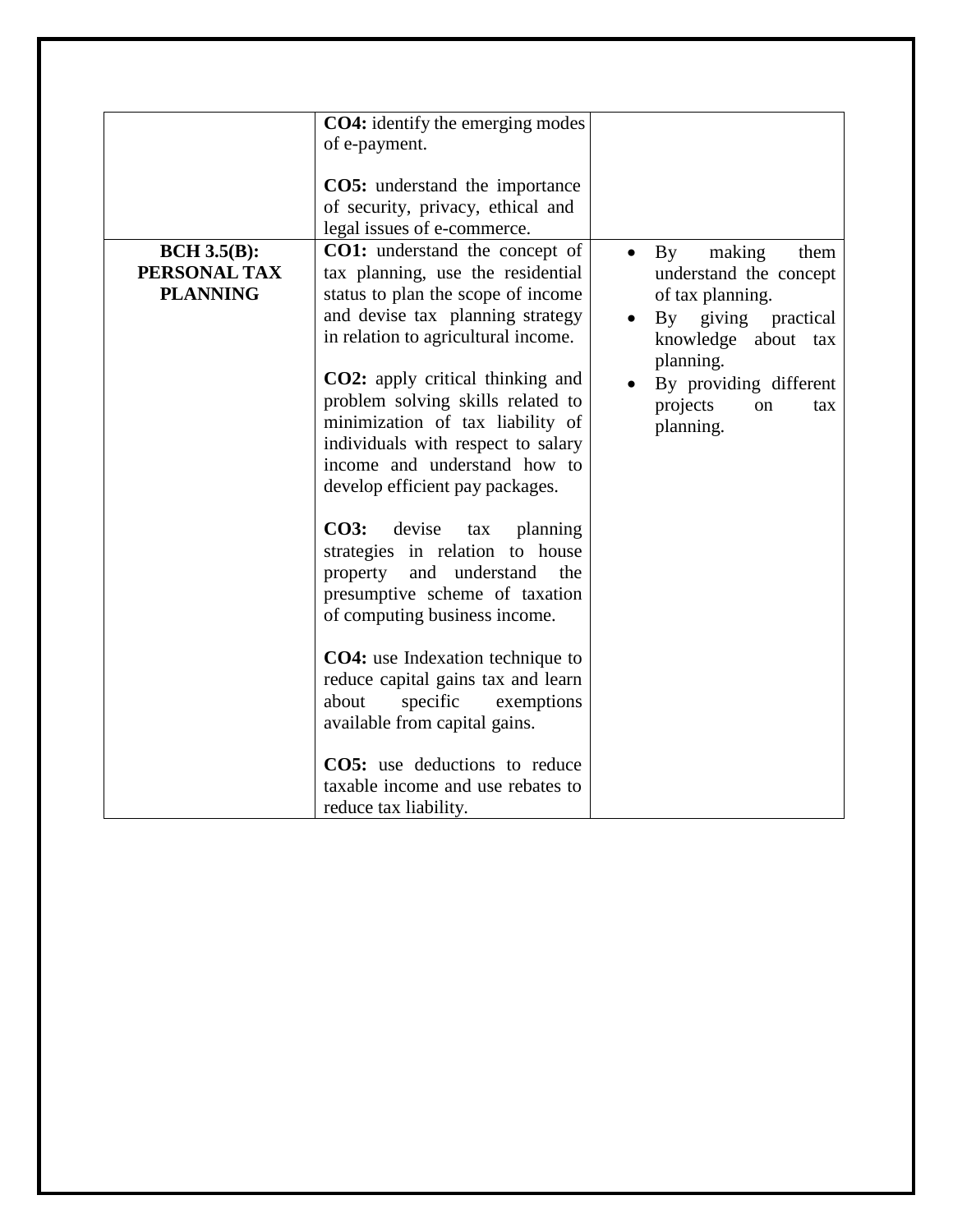| | | |
|---|---|---|
| | **CO4:** identify the emerging modes of e-payment.<br><br>**CO5:** understand the importance of security, privacy, ethical and legal issues of e-commerce. | |
| **BCH 3.5(B): PERSONAL TAX PLANNING** | **CO1:** understand the concept of tax planning, use the residential status to plan the scope of income and devise tax planning strategy in relation to agricultural income.<br><br>**CO2:** apply critical thinking and problem solving skills related to minimization of tax liability of individuals with respect to salary income and understand how to develop efficient pay packages.<br><br>**CO3:** devise tax planning strategies in relation to house property and understand the presumptive scheme of taxation of computing business income.<br><br>**CO4:** use Indexation technique to reduce capital gains tax and learn about specific exemptions available from capital gains.<br><br>**CO5:** use deductions to reduce taxable income and use rebates to reduce tax liability. | • By making them understand the concept of tax planning.<br>• By giving practical knowledge about tax planning.<br>• By providing different projects on tax planning. |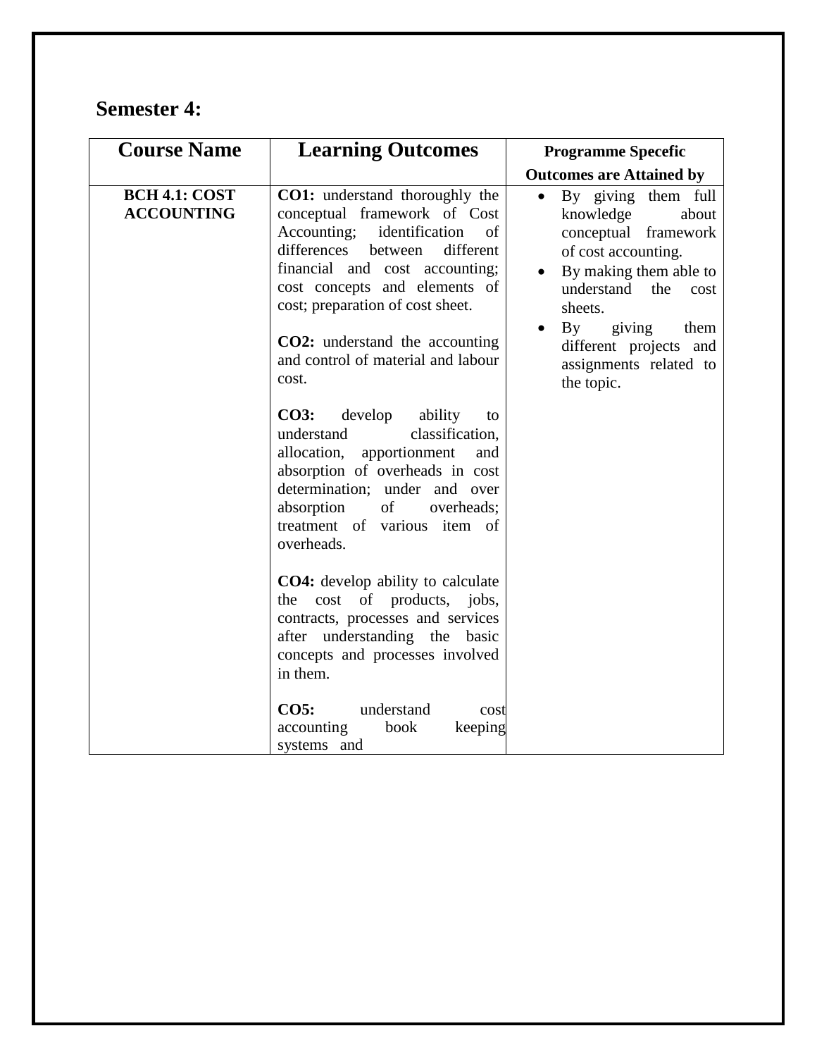## Semester 4:

| Course Name | Learning Outcomes | Programme Specefic Outcomes are Attained by |
|---|---|---|
| **BCH 4.1: COST ACCOUNTING** | **CO1:** understand thoroughly the conceptual framework of Cost Accounting; identification of differences between different financial and cost accounting; cost concepts and elements of cost; preparation of cost sheet.<br><br>**CO2:** understand the accounting and control of material and labour cost.<br><br>**CO3:** develop ability to understand classification, allocation, apportionment and absorption of overheads in cost determination; under and over absorption of overheads; treatment of various item of overheads.<br><br>**CO4:** develop ability to calculate the cost of products, jobs, contracts, processes and services after understanding the basic concepts and processes involved in them.<br><br>**CO5:** understand cost accounting book keeping systems and | • By giving them full knowledge about conceptual framework of cost accounting.<br>• By making them able to understand the cost sheets.<br>• By giving them different projects and assignments related to the topic. |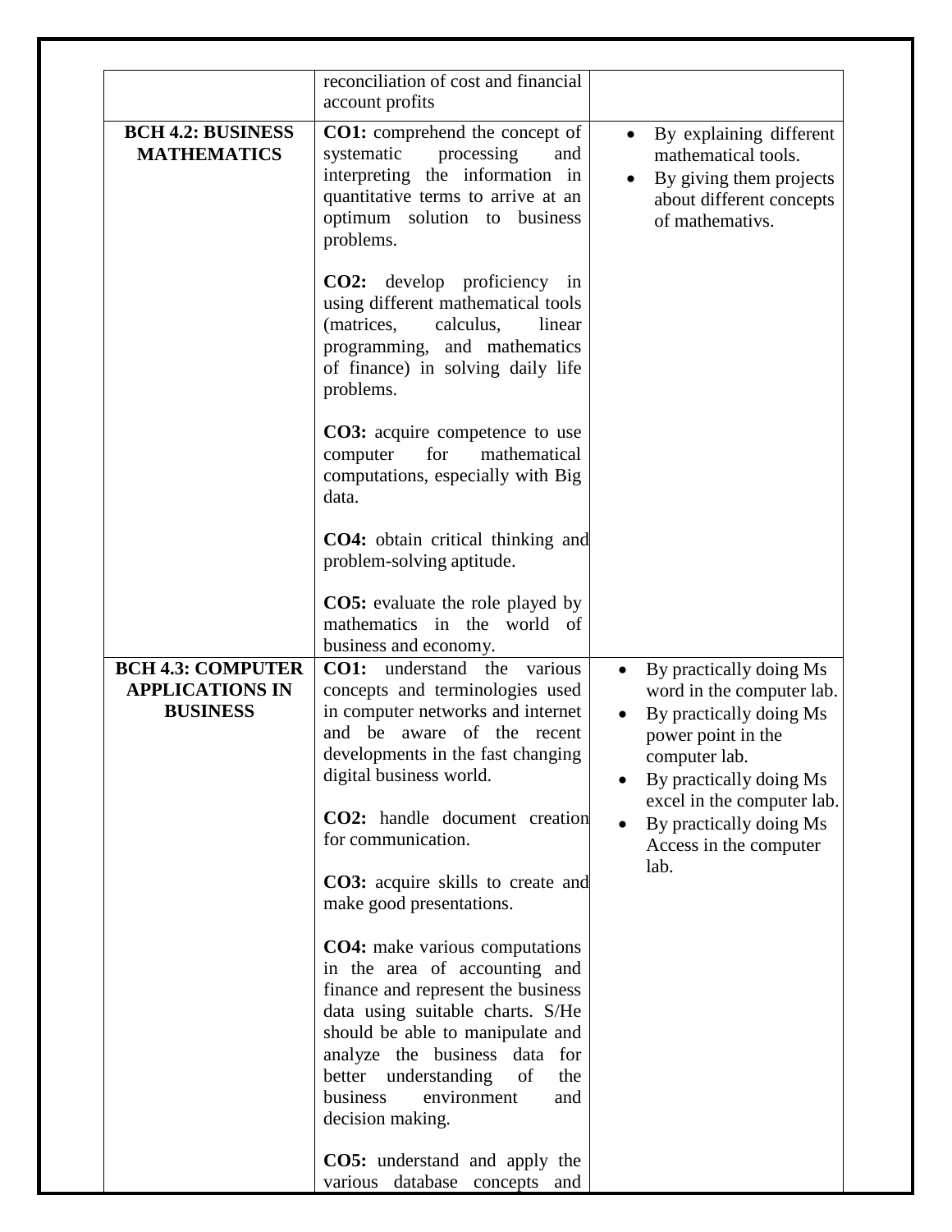| | | |
|---|---|---|
| | reconciliation of cost and financial account profits | |
| **BCH 4.2: BUSINESS MATHEMATICS** | **CO1:** comprehend the concept of systematic processing and interpreting the information in quantitative terms to arrive at an optimum solution to business problems.<br><br>**CO2:** develop proficiency in using different mathematical tools (matrices, calculus, linear programming, and mathematics of finance) in solving daily life problems.<br><br>**CO3:** acquire competence to use computer for mathematical computations, especially with Big data.<br><br>**CO4:** obtain critical thinking and problem-solving aptitude.<br><br>**CO5:** evaluate the role played by mathematics in the world of business and economy. | • By explaining different mathematical tools.<br>• By giving them projects about different concepts of mathemativs. |
| **BCH 4.3: COMPUTER APPLICATIONS IN BUSINESS** | **CO1:** understand the various concepts and terminologies used in computer networks and internet and be aware of the recent developments in the fast changing digital business world.<br><br>**CO2:** handle document creation for communication.<br><br>**CO3:** acquire skills to create and make good presentations.<br><br>**CO4:** make various computations in the area of accounting and finance and represent the business data using suitable charts. S/He should be able to manipulate and analyze the business data for better understanding of the business environment and decision making.<br><br>**CO5:** understand and apply the various database concepts and | • By practically doing Ms word in the computer lab.<br>• By practically doing Ms power point in the computer lab.<br>• By practically doing Ms excel in the computer lab.<br>• By practically doing Ms Access in the computer lab. |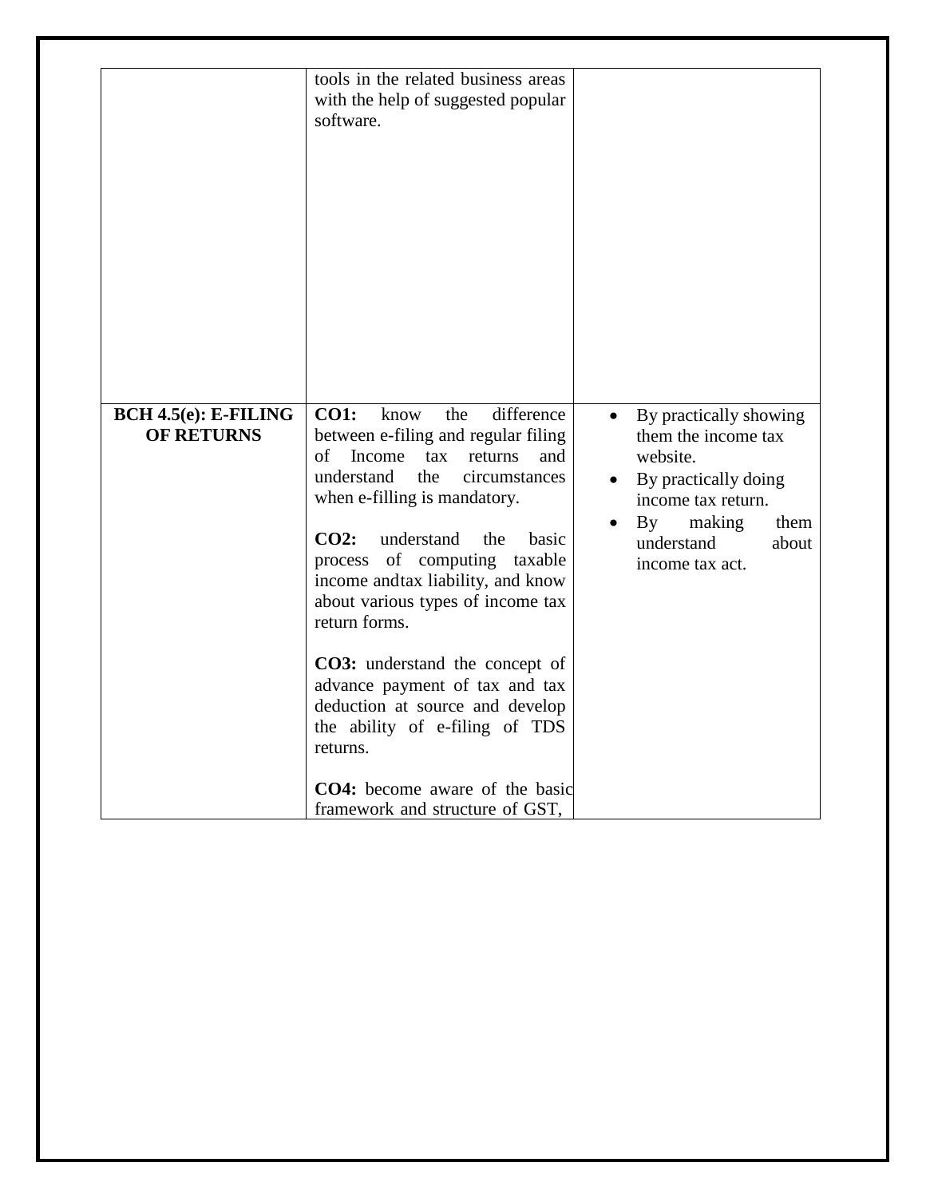| | | |
|---|---|---|
| | tools in the related business areas with the help of suggested popular software. | |
| **BCH 4.5(e): E-FILING OF RETURNS** | **CO1:** know the difference between e-filing and regular filing of Income tax returns and understand the circumstances when e-filling is mandatory.<br><br>**CO2:** understand the basic process of computing taxable income andtax liability, and know about various types of income tax return forms.<br><br>**CO3:** understand the concept of advance payment of tax and tax deduction at source and develop the ability of e-filing of TDS returns.<br><br>**CO4:** become aware of the basic framework and structure of GST, | • By practically showing them the income tax website.<br>• By practically doing income tax return.<br>• By making them understand about income tax act. |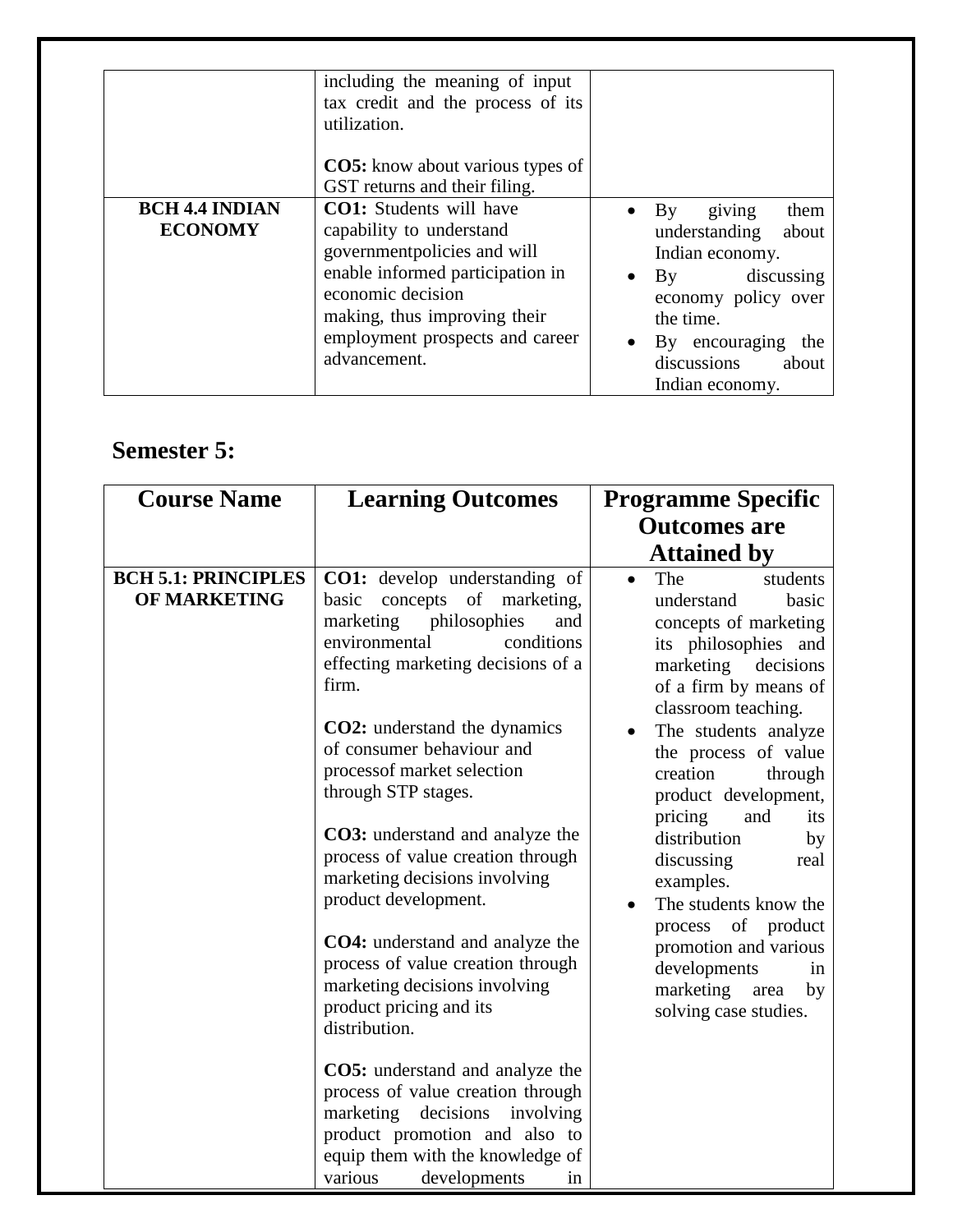| | | |
|---|---|---|
| | including the meaning of input tax credit and the process of its utilization.<br><br>**CO5:** know about various types of GST returns and their filing. | |
| **BCH 4.4 INDIAN ECONOMY** | **CO1:** Students will have capability to understand governmentpolicies and will enable informed participation in economic decision making, thus improving their employment prospects and career advancement. | • By giving them understanding about Indian economy.<br>• By discussing economy policy over the time.<br>• By encouraging the discussions about Indian economy. |

## Semester 5:

| Course Name | Learning Outcomes | Programme Specific Outcomes are Attained by |
|---|---|---|
| **BCH 5.1: PRINCIPLES OF MARKETING** | **CO1:** develop understanding of basic concepts of marketing, marketing philosophies and environmental conditions effecting marketing decisions of a firm.<br><br>**CO2:** understand the dynamics of consumer behaviour and processof market selection through STP stages.<br><br>**CO3:** understand and analyze the process of value creation through marketing decisions involving product development.<br><br>**CO4:** understand and analyze the process of value creation through marketing decisions involving product pricing and its distribution.<br><br>**CO5:** understand and analyze the process of value creation through marketing decisions involving product promotion and also to equip them with the knowledge of various developments in | • The students understand basic concepts of marketing its philosophies and marketing decisions of a firm by means of classroom teaching.<br>• The students analyze the process of value creation through product development, pricing and its distribution by discussing real examples.<br>• The students know the process of product promotion and various developments in marketing area by solving case studies. |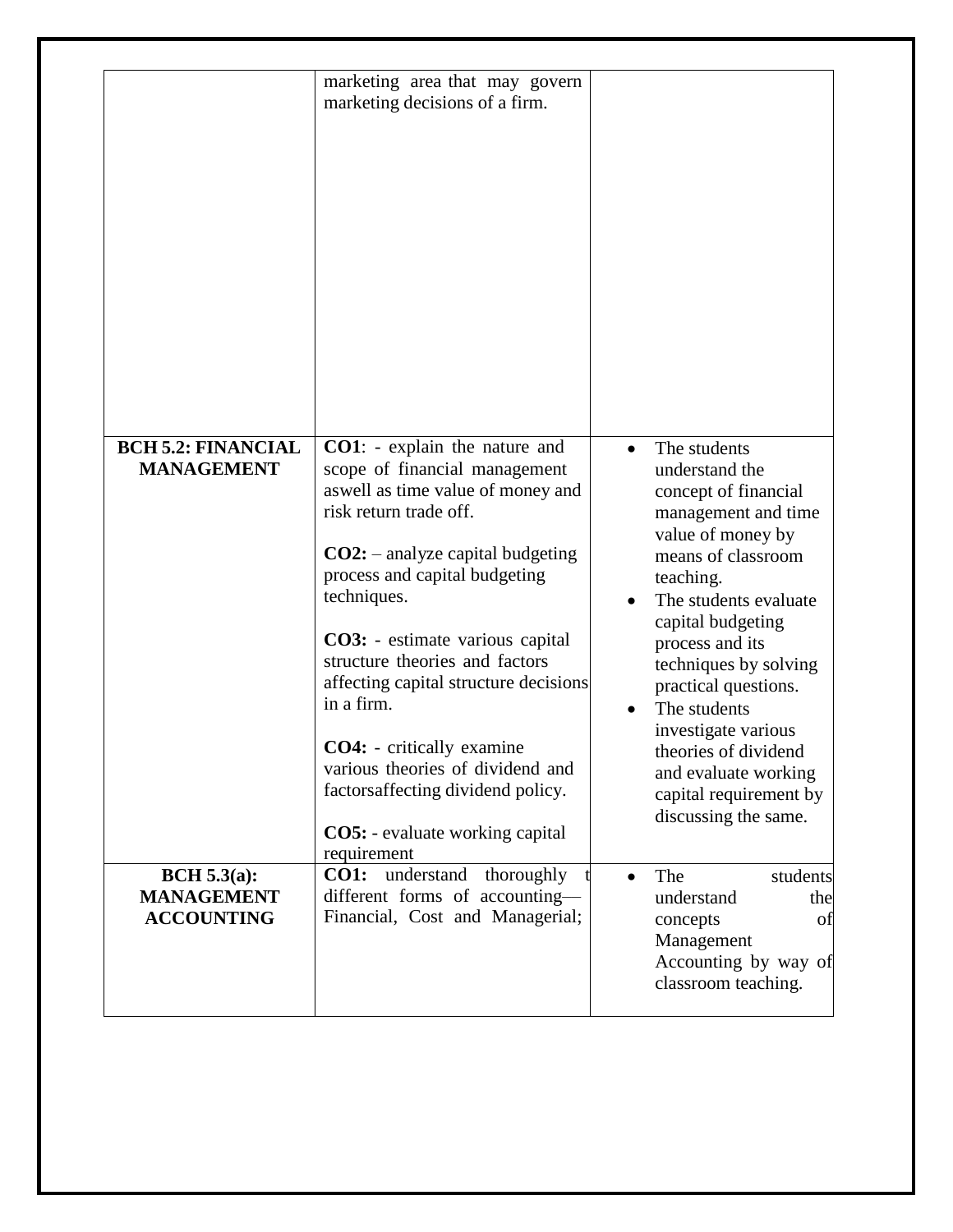| | | |
|---|---|---|
| | marketing area that may govern marketing decisions of a firm. | |
| **BCH 5.2: FINANCIAL MANAGEMENT** | **CO1**: - explain the nature and scope of financial management aswell as time value of money and risk return trade off.<br><br>**CO2:** – analyze capital budgeting process and capital budgeting techniques.<br><br>**CO3:** - estimate various capital structure theories and factors affecting capital structure decisions in a firm.<br><br>**CO4:** - critically examine various theories of dividend and factorsaffecting dividend policy.<br><br>**CO5:** - evaluate working capital requirement | • The students understand the concept of financial management and time value of money by means of classroom teaching.<br>• The students evaluate capital budgeting process and its techniques by solving practical questions.<br>• The students investigate various theories of dividend and evaluate working capital requirement by discussing the same. |
| **BCH 5.3(a): MANAGEMENT ACCOUNTING** | **CO1:** understand thoroughly t different forms of accounting— Financial, Cost and Managerial; | • The students understand the concepts of Management Accounting by way of classroom teaching. |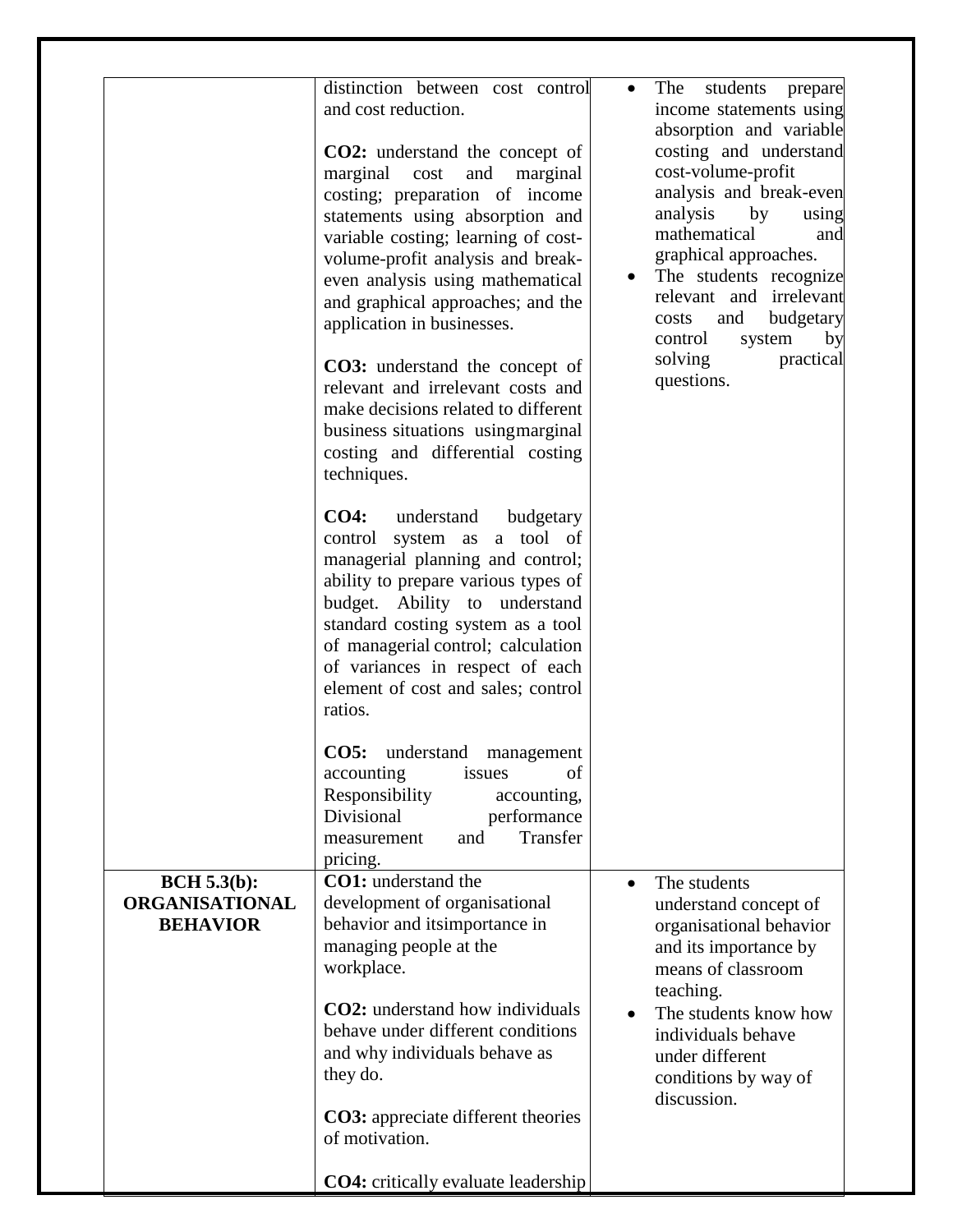| | | |
|---|---|---|
| | distinction between cost control and cost reduction.<br><br>**CO2:** understand the concept of marginal cost and marginal costing; preparation of income statements using absorption and variable costing; learning of cost-volume-profit analysis and break-even analysis using mathematical and graphical approaches; and the application in businesses.<br><br>**CO3:** understand the concept of relevant and irrelevant costs and make decisions related to different business situations using marginal costing and differential costing techniques.<br><br>**CO4:** understand budgetary control system as a tool of managerial planning and control; ability to prepare various types of budget. Ability to understand standard costing system as a tool of managerial control; calculation of variances in respect of each element of cost and sales; control ratios.<br><br>**CO5:** understand management accounting issues of Responsibility accounting, Divisional performance measurement and Transfer pricing. | • The students prepare income statements using absorption and variable costing and understand cost-volume-profit analysis and break-even analysis by using mathematical and graphical approaches.<br>• The students recognize relevant and irrelevant costs and budgetary control system by solving practical questions. |
| **BCH 5.3(b): ORGANISATIONAL BEHAVIOR** | **CO1:** understand the development of organisational behavior and its importance in managing people at the workplace.<br><br>**CO2:** understand how individuals behave under different conditions and why individuals behave as they do.<br><br>**CO3:** appreciate different theories of motivation.<br><br>**CO4:** critically evaluate leadership | • The students understand concept of organisational behavior and its importance by means of classroom teaching.<br>• The students know how individuals behave under different conditions by way of discussion. |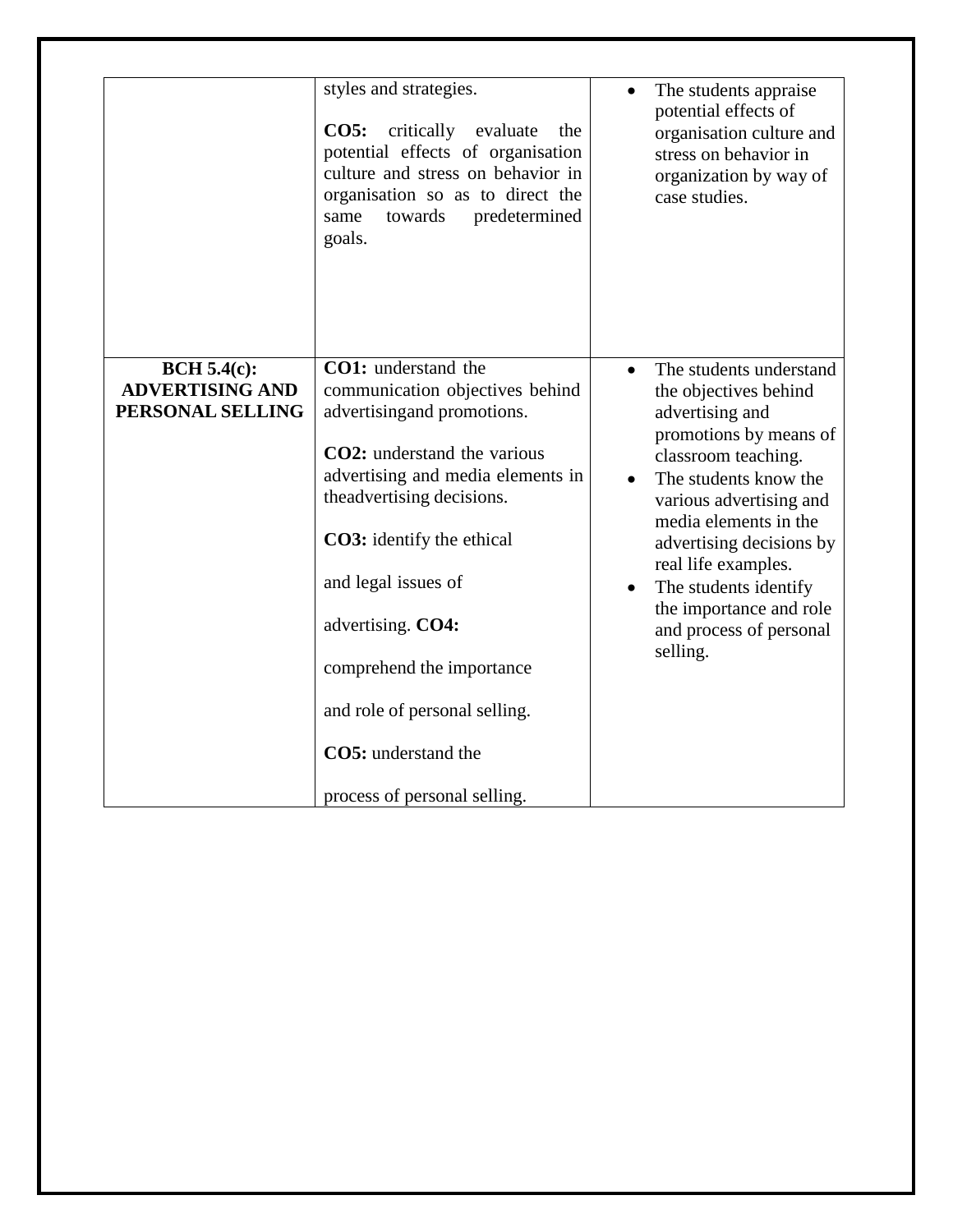| | | |
|---|---|---|
| | styles and strategies.<br><br>**CO5:** critically evaluate the potential effects of organisation culture and stress on behavior in organisation so as to direct the same towards predetermined goals. | • The students appraise potential effects of organisation culture and stress on behavior in organization by way of case studies. |
| **BCH 5.4(c): ADVERTISING AND PERSONAL SELLING** | **CO1:** understand the communication objectives behind advertisingand promotions.<br><br>**CO2:** understand the various advertising and media elements in theadvertising decisions.<br><br>**CO3:** identify the ethical and legal issues of advertising. **CO4:** comprehend the importance and role of personal selling.<br><br>**CO5:** understand the process of personal selling. | • The students understand the objectives behind advertising and promotions by means of classroom teaching.<br>• The students know the various advertising and media elements in the advertising decisions by real life examples.<br>• The students identify the importance and role and process of personal selling. |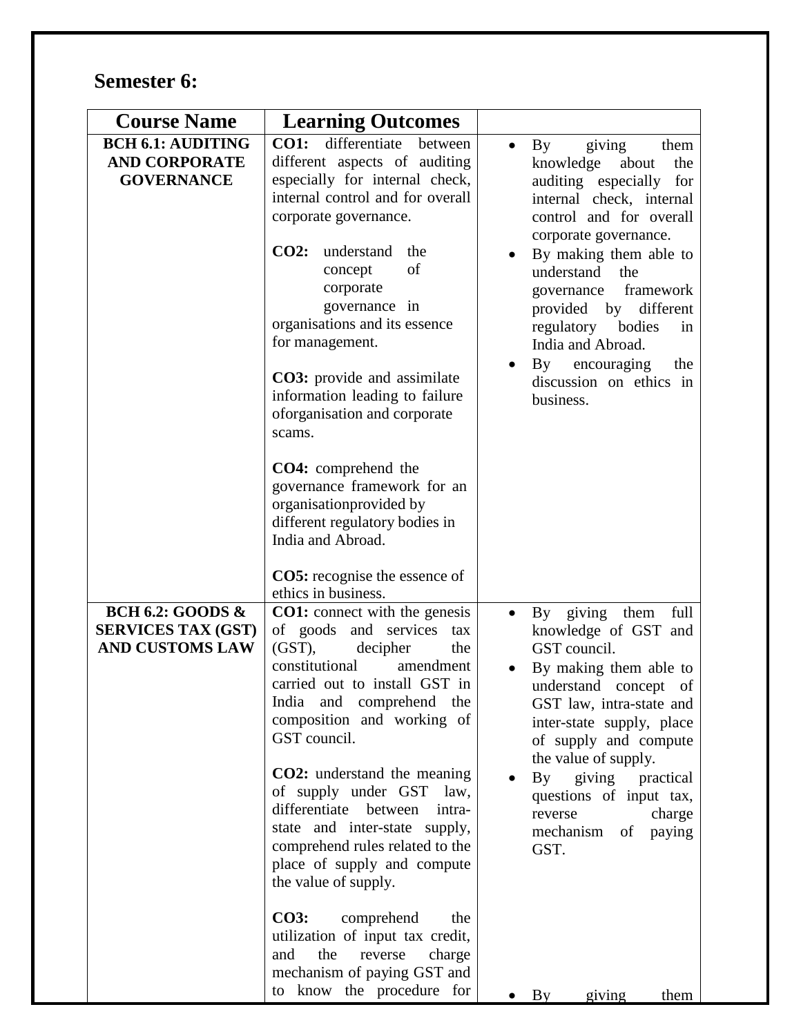## Semester 6:

| Course Name | Learning Outcomes | |
|---|---|---|
| **BCH 6.1: AUDITING AND CORPORATE GOVERNANCE** | **CO1:** differentiate between different aspects of auditing especially for internal check, internal control and for overall corporate governance.<br><br>**CO2:** understand the concept of corporate governance in organisations and its essence for management.<br><br>**CO3:** provide and assimilate information leading to failure oforganisation and corporate scams.<br><br>**CO4:** comprehend the governance framework for an organisationprovided by different regulatory bodies in India and Abroad.<br><br>**CO5:** recognise the essence of ethics in business. | • By giving them knowledge about the auditing especially for internal check, internal control and for overall corporate governance.<br>• By making them able to understand the governance framework provided by different regulatory bodies in India and Abroad.<br>• By encouraging the discussion on ethics in business. |
| **BCH 6.2: GOODS & SERVICES TAX (GST) AND CUSTOMS LAW** | **CO1:** connect with the genesis of goods and services tax (GST), decipher the constitutional amendment carried out to install GST in India and comprehend the composition and working of GST council.<br><br>**CO2:** understand the meaning of supply under GST law, differentiate between intra-state and inter-state supply, comprehend rules related to the place of supply and compute the value of supply.<br><br>**CO3:** comprehend the utilization of input tax credit, and the reverse charge mechanism of paying GST and to know the procedure for | • By giving them full knowledge of GST and GST council.<br>• By making them able to understand concept of GST law, intra-state and inter-state supply, place of supply and compute the value of supply.<br>• By giving practical questions of input tax, reverse charge mechanism of paying GST.<br>• By giving them |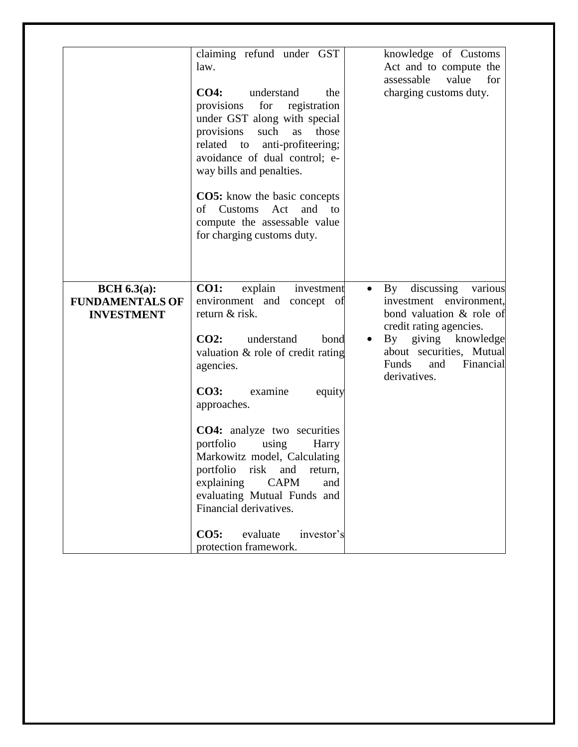| | | |
|---|---|---|
| | claiming refund under GST law.<br><br>**CO4:** understand the provisions for registration under GST along with special provisions such as those related to anti-profiteering; avoidance of dual control; e-way bills and penalties.<br><br>**CO5:** know the basic concepts of Customs Act and to compute the assessable value for charging customs duty. | knowledge of Customs Act and to compute the assessable value for charging customs duty. |
| **BCH 6.3(a): FUNDAMENTALS OF INVESTMENT** | **CO1:** explain investment environment and concept of return & risk.<br><br>**CO2:** understand bond valuation & role of credit rating agencies.<br><br>**CO3:** examine equity approaches.<br><br>**CO4:** analyze two securities portfolio using Harry Markowitz model, Calculating portfolio risk and return, explaining CAPM and evaluating Mutual Funds and Financial derivatives.<br><br>**CO5:** evaluate investor's protection framework. | • By discussing various investment environment, bond valuation & role of credit rating agencies.<br>• By giving knowledge about securities, Mutual Funds and Financial derivatives. |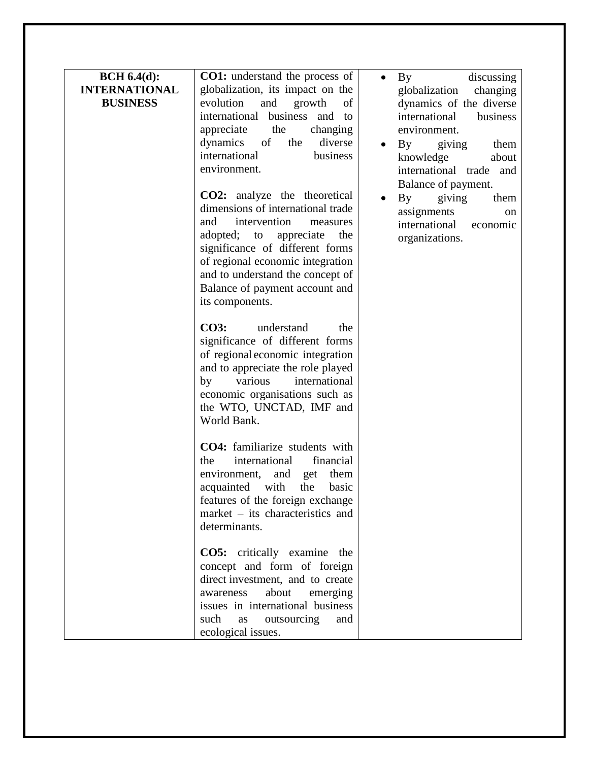| | | |
|---|---|---|
| **BCH 6.4(d): INTERNATIONAL BUSINESS** | **CO1:** understand the process of globalization, its impact on the evolution and growth of international business and to appreciate the changing dynamics of the diverse international business environment.<br><br>**CO2:** analyze the theoretical dimensions of international trade and intervention measures adopted; to appreciate the significance of different forms of regional economic integration and to understand the concept of Balance of payment account and its components.<br><br>**CO3:** understand the significance of different forms of regional economic integration and to appreciate the role played by various international economic organisations such as the WTO, UNCTAD, IMF and World Bank.<br><br>**CO4:** familiarize students with the international financial environment, and get them acquainted with the basic features of the foreign exchange market – its characteristics and determinants.<br><br>**CO5:** critically examine the concept and form of foreign direct investment, and to create awareness about emerging issues in international business such as outsourcing and ecological issues. | • By discussing globalization changing dynamics of the diverse international business environment.<br>• By giving them knowledge about international trade and Balance of payment.<br>• By giving them assignments on international economic organizations. |